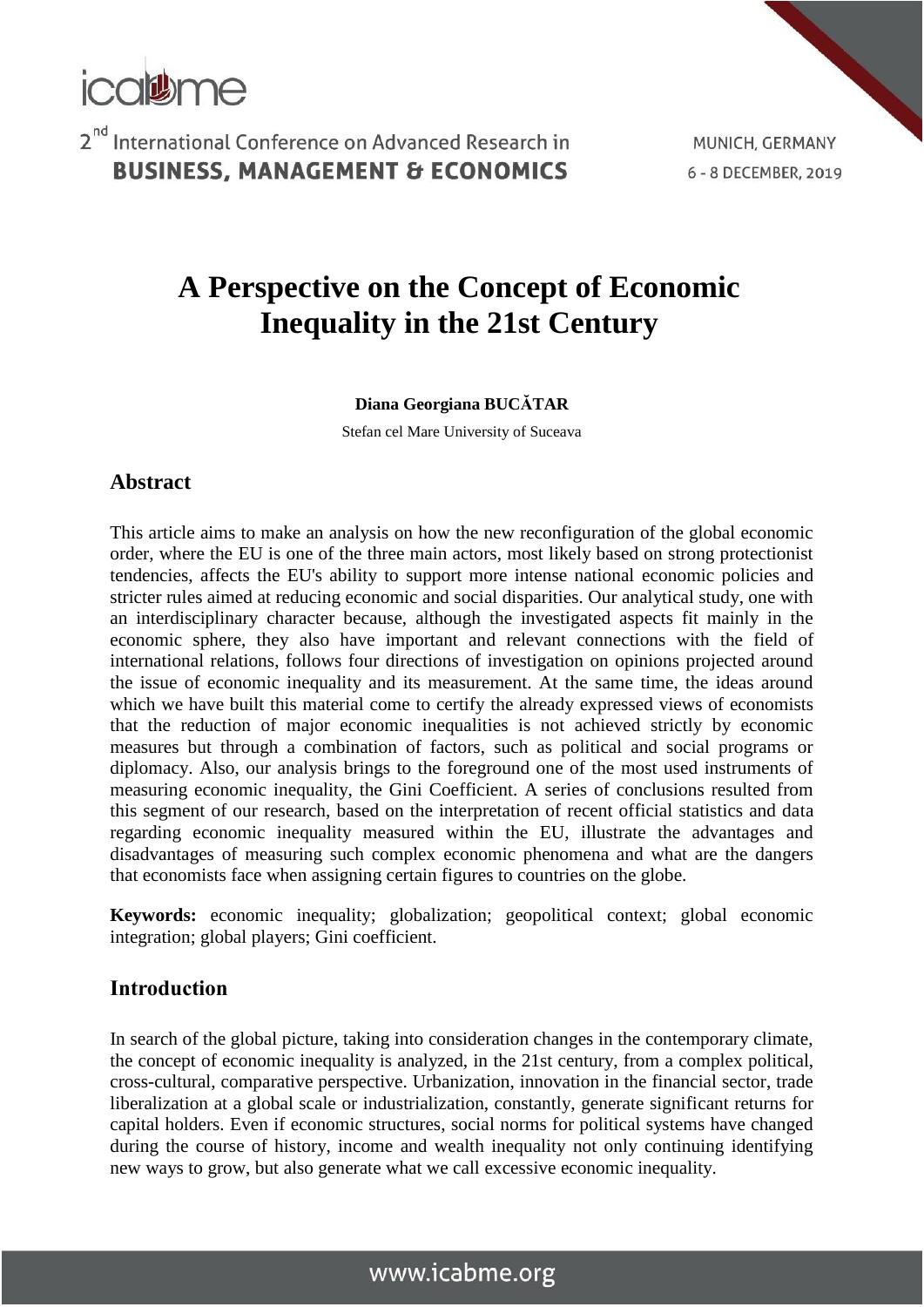# A Perspective on the Concept of Economic Inequality in the 21st Century

**Diana Georgiana BUCĂTAR**

Stefan cel Mare University of Suceava

## Abstract

This article aims to make an analysis on how the new reconfiguration of the global economic order, where the EU is one of the three main actors, most likely based on strong protectionist tendencies, affects the EU's ability to support more intense national economic policies and stricter rules aimed at reducing economic and social disparities. Our analytical study, one with an interdisciplinary character because, although the investigated aspects fit mainly in the economic sphere, they also have important and relevant connections with the field of international relations, follows four directions of investigation on opinions projected around the issue of economic inequality and its measurement. At the same time, the ideas around which we have built this material come to certify the already expressed views of economists that the reduction of major economic inequalities is not achieved strictly by economic measures but through a combination of factors, such as political and social programs or diplomacy. Also, our analysis brings to the foreground one of the most used instruments of measuring economic inequality, the Gini Coefficient. A series of conclusions resulted from this segment of our research, based on the interpretation of recent official statistics and data regarding economic inequality measured within the EU, illustrate the advantages and disadvantages of measuring such complex economic phenomena and what are the dangers that economists face when assigning certain figures to countries on the globe.

**Keywords:** economic inequality; globalization; geopolitical context; global economic integration; global players; Gini coefficient.

## Introduction

In search of the global picture, taking into consideration changes in the contemporary climate, the concept of economic inequality is analyzed, in the 21st century, from a complex political, cross-cultural, comparative perspective. Urbanization, innovation in the financial sector, trade liberalization at a global scale or industrialization, constantly, generate significant returns for capital holders. Even if economic structures, social norms for political systems have changed during the course of history, income and wealth inequality not only continuing identifying new ways to grow, but also generate what we call excessive economic inequality.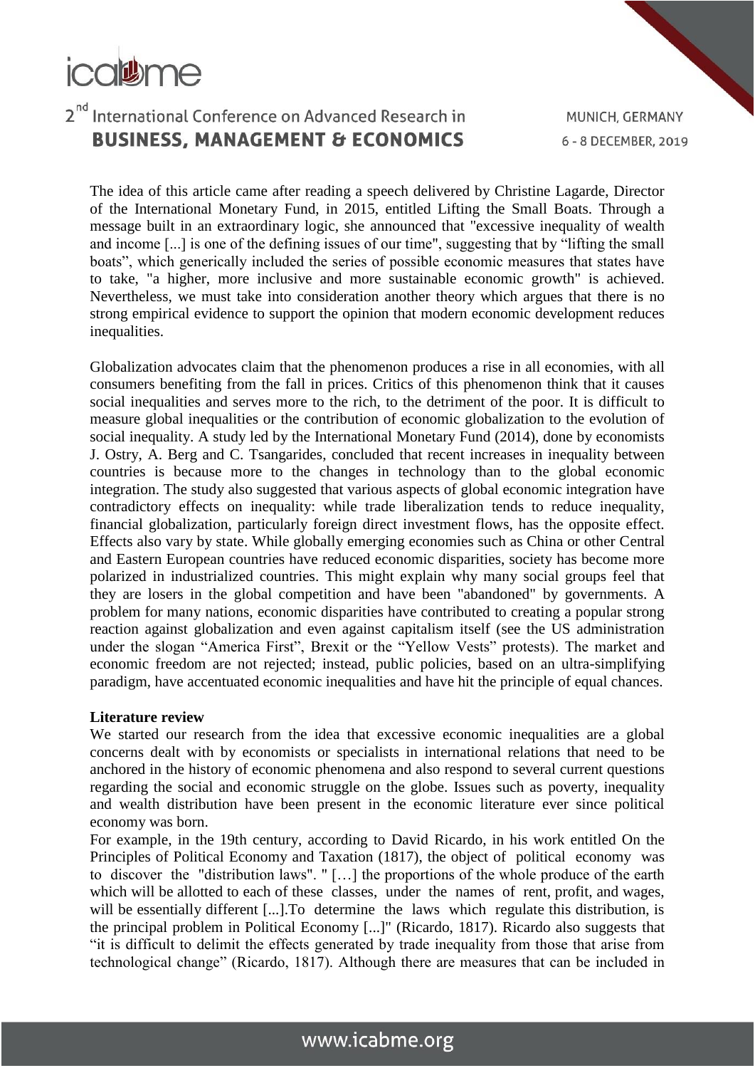The idea of this article came after reading a speech delivered by Christine Lagarde, Director of the International Monetary Fund, in 2015, entitled Lifting the Small Boats. Through a message built in an extraordinary logic, she announced that "excessive inequality of wealth and income [...] is one of the defining issues of our time", suggesting that by "lifting the small boats", which generically included the series of possible economic measures that states have to take, "a higher, more inclusive and more sustainable economic growth" is achieved. Nevertheless, we must take into consideration another theory which argues that there is no strong empirical evidence to support the opinion that modern economic development reduces inequalities.

Globalization advocates claim that the phenomenon produces a rise in all economies, with all consumers benefiting from the fall in prices. Critics of this phenomenon think that it causes social inequalities and serves more to the rich, to the detriment of the poor. It is difficult to measure global inequalities or the contribution of economic globalization to the evolution of social inequality. A study led by the International Monetary Fund (2014), done by economists J. Ostry, A. Berg and C. Tsangarides, concluded that recent increases in inequality between countries is because more to the changes in technology than to the global economic integration. The study also suggested that various aspects of global economic integration have contradictory effects on inequality: while trade liberalization tends to reduce inequality, financial globalization, particularly foreign direct investment flows, has the opposite effect. Effects also vary by state. While globally emerging economies such as China or other Central and Eastern European countries have reduced economic disparities, society has become more polarized in industrialized countries. This might explain why many social groups feel that they are losers in the global competition and have been "abandoned" by governments. A problem for many nations, economic disparities have contributed to creating a popular strong reaction against globalization and even against capitalism itself (see the US administration under the slogan "America First", Brexit or the "Yellow Vests" protests). The market and economic freedom are not rejected; instead, public policies, based on an ultra-simplifying paradigm, have accentuated economic inequalities and have hit the principle of equal chances.

**Literature review**

We started our research from the idea that excessive economic inequalities are a global concerns dealt with by economists or specialists in international relations that need to be anchored in the history of economic phenomena and also respond to several current questions regarding the social and economic struggle on the globe. Issues such as poverty, inequality and wealth distribution have been present in the economic literature ever since political economy was born.

For example, in the 19th century, according to David Ricardo, in his work entitled On the Principles of Political Economy and Taxation (1817), the object of political economy was to discover the "distribution laws". " […] the proportions of the whole produce of the earth which will be allotted to each of these classes, under the names of rent, profit, and wages, will be essentially different [...].To determine the laws which regulate this distribution, is the principal problem in Political Economy [...]" (Ricardo, 1817). Ricardo also suggests that "it is difficult to delimit the effects generated by trade inequality from those that arise from technological change" (Ricardo, 1817). Although there are measures that can be included in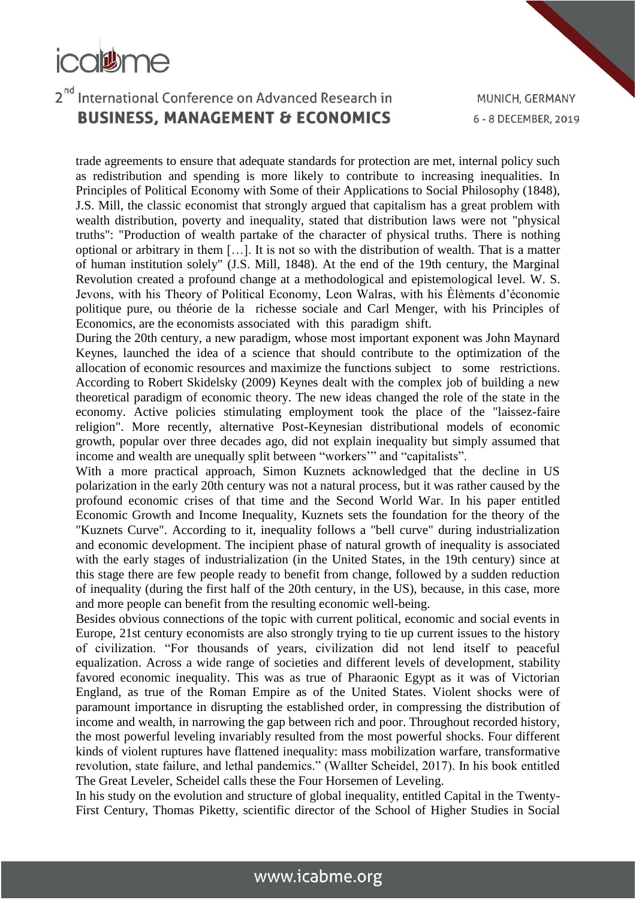trade agreements to ensure that adequate standards for protection are met, internal policy such as redistribution and spending is more likely to contribute to increasing inequalities. In Principles of Political Economy with Some of their Applications to Social Philosophy (1848), J.S. Mill, the classic economist that strongly argued that capitalism has a great problem with wealth distribution, poverty and inequality, stated that distribution laws were not "physical truths": "Production of wealth partake of the character of physical truths. There is nothing optional or arbitrary in them […]. It is not so with the distribution of wealth. That is a matter of human institution solely" (J.S. Mill, 1848). At the end of the 19th century, the Marginal Revolution created a profound change at a methodological and epistemological level. W. S. Jevons, with his Theory of Political Economy, Leon Walras, with his Èlèments d'économie politique pure, ou théorie de la richesse sociale and Carl Menger, with his Principles of Economics, are the economists associated with this paradigm shift.

During the 20th century, a new paradigm, whose most important exponent was John Maynard Keynes, launched the idea of a science that should contribute to the optimization of the allocation of economic resources and maximize the functions subject to some restrictions. According to Robert Skidelsky (2009) Keynes dealt with the complex job of building a new theoretical paradigm of economic theory. The new ideas changed the role of the state in the economy. Active policies stimulating employment took the place of the "laissez-faire religion". More recently, alternative Post-Keynesian distributional models of economic growth, popular over three decades ago, did not explain inequality but simply assumed that income and wealth are unequally split between "workers'" and "capitalists".

With a more practical approach, Simon Kuznets acknowledged that the decline in US polarization in the early 20th century was not a natural process, but it was rather caused by the profound economic crises of that time and the Second World War. In his paper entitled Economic Growth and Income Inequality, Kuznets sets the foundation for the theory of the "Kuznets Curve". According to it, inequality follows a "bell curve" during industrialization and economic development. The incipient phase of natural growth of inequality is associated with the early stages of industrialization (in the United States, in the 19th century) since at this stage there are few people ready to benefit from change, followed by a sudden reduction of inequality (during the first half of the 20th century, in the US), because, in this case, more and more people can benefit from the resulting economic well-being.

Besides obvious connections of the topic with current political, economic and social events in Europe, 21st century economists are also strongly trying to tie up current issues to the history of civilization. "For thousands of years, civilization did not lend itself to peaceful equalization. Across a wide range of societies and different levels of development, stability favored economic inequality. This was as true of Pharaonic Egypt as it was of Victorian England, as true of the Roman Empire as of the United States. Violent shocks were of paramount importance in disrupting the established order, in compressing the distribution of income and wealth, in narrowing the gap between rich and poor. Throughout recorded history, the most powerful leveling invariably resulted from the most powerful shocks. Four different kinds of violent ruptures have flattened inequality: mass mobilization warfare, transformative revolution, state failure, and lethal pandemics." (Wallter Scheidel, 2017). In his book entitled The Great Leveler, Scheidel calls these the Four Horsemen of Leveling.

In his study on the evolution and structure of global inequality, entitled Capital in the Twenty-First Century, Thomas Piketty, scientific director of the School of Higher Studies in Social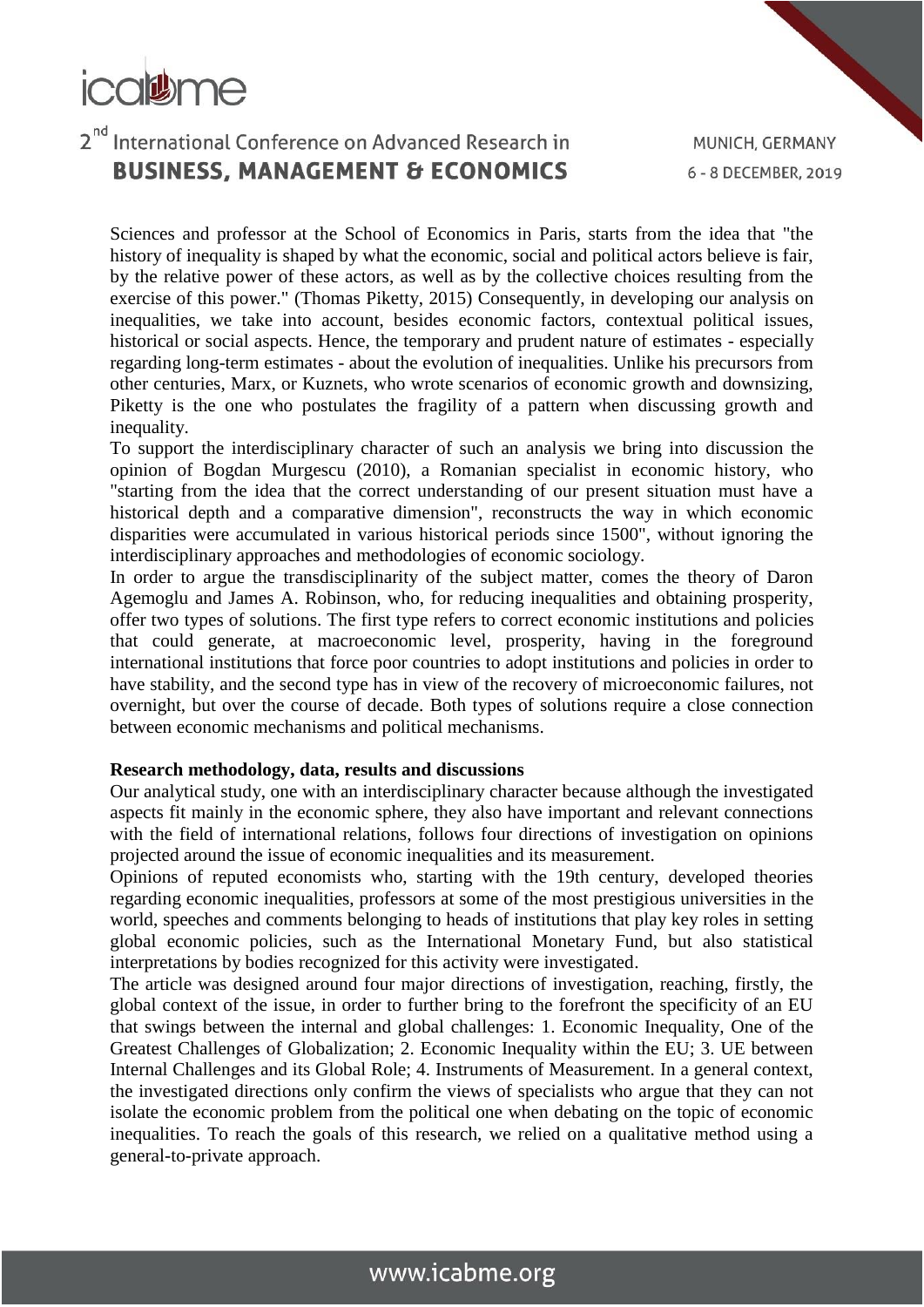Sciences and professor at the School of Economics in Paris, starts from the idea that "the history of inequality is shaped by what the economic, social and political actors believe is fair, by the relative power of these actors, as well as by the collective choices resulting from the exercise of this power." (Thomas Piketty, 2015) Consequently, in developing our analysis on inequalities, we take into account, besides economic factors, contextual political issues, historical or social aspects. Hence, the temporary and prudent nature of estimates - especially regarding long-term estimates - about the evolution of inequalities. Unlike his precursors from other centuries, Marx, or Kuznets, who wrote scenarios of economic growth and downsizing, Piketty is the one who postulates the fragility of a pattern when discussing growth and inequality.

To support the interdisciplinary character of such an analysis we bring into discussion the opinion of Bogdan Murgescu (2010), a Romanian specialist in economic history, who "starting from the idea that the correct understanding of our present situation must have a historical depth and a comparative dimension", reconstructs the way in which economic disparities were accumulated in various historical periods since 1500", without ignoring the interdisciplinary approaches and methodologies of economic sociology.

In order to argue the transdisciplinarity of the subject matter, comes the theory of Daron Agemoglu and James A. Robinson, who, for reducing inequalities and obtaining prosperity, offer two types of solutions. The first type refers to correct economic institutions and policies that could generate, at macroeconomic level, prosperity, having in the foreground international institutions that force poor countries to adopt institutions and policies in order to have stability, and the second type has in view of the recovery of microeconomic failures, not overnight, but over the course of decade. Both types of solutions require a close connection between economic mechanisms and political mechanisms.

**Research methodology, data, results and discussions**

Our analytical study, one with an interdisciplinary character because although the investigated aspects fit mainly in the economic sphere, they also have important and relevant connections with the field of international relations, follows four directions of investigation on opinions projected around the issue of economic inequalities and its measurement.

Opinions of reputed economists who, starting with the 19th century, developed theories regarding economic inequalities, professors at some of the most prestigious universities in the world, speeches and comments belonging to heads of institutions that play key roles in setting global economic policies, such as the International Monetary Fund, but also statistical interpretations by bodies recognized for this activity were investigated.

The article was designed around four major directions of investigation, reaching, firstly, the global context of the issue, in order to further bring to the forefront the specificity of an EU that swings between the internal and global challenges: 1. Economic Inequality, One of the Greatest Challenges of Globalization; 2. Economic Inequality within the EU; 3. UE between Internal Challenges and its Global Role; 4. Instruments of Measurement. In a general context, the investigated directions only confirm the views of specialists who argue that they can not isolate the economic problem from the political one when debating on the topic of economic inequalities. To reach the goals of this research, we relied on a qualitative method using a general-to-private approach.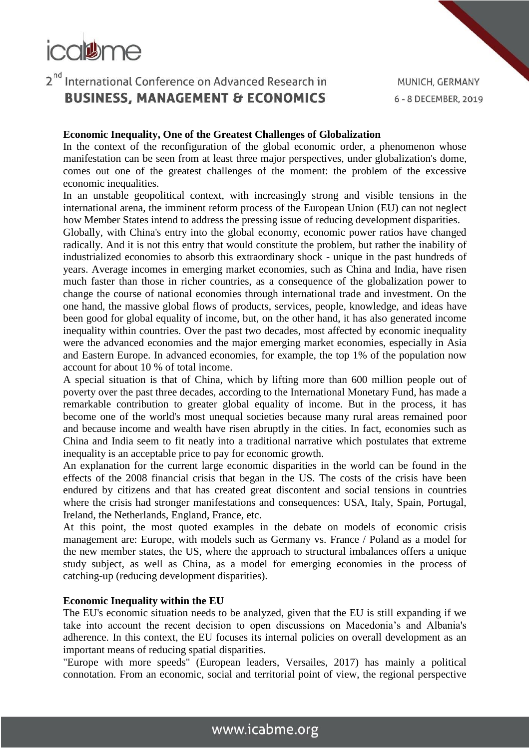**Economic Inequality, One of the Greatest Challenges of Globalization**

In the context of the reconfiguration of the global economic order, a phenomenon whose manifestation can be seen from at least three major perspectives, under globalization's dome, comes out one of the greatest challenges of the moment: the problem of the excessive economic inequalities.

In an unstable geopolitical context, with increasingly strong and visible tensions in the international arena, the imminent reform process of the European Union (EU) can not neglect how Member States intend to address the pressing issue of reducing development disparities.

Globally, with China's entry into the global economy, economic power ratios have changed radically. And it is not this entry that would constitute the problem, but rather the inability of industrialized economies to absorb this extraordinary shock - unique in the past hundreds of years. Average incomes in emerging market economies, such as China and India, have risen much faster than those in richer countries, as a consequence of the globalization power to change the course of national economies through international trade and investment. On the one hand, the massive global flows of products, services, people, knowledge, and ideas have been good for global equality of income, but, on the other hand, it has also generated income inequality within countries. Over the past two decades, most affected by economic inequality were the advanced economies and the major emerging market economies, especially in Asia and Eastern Europe. In advanced economies, for example, the top 1% of the population now account for about 10 % of total income.

A special situation is that of China, which by lifting more than 600 million people out of poverty over the past three decades, according to the International Monetary Fund, has made a remarkable contribution to greater global equality of income. But in the process, it has become one of the world's most unequal societies because many rural areas remained poor and because income and wealth have risen abruptly in the cities. In fact, economies such as China and India seem to fit neatly into a traditional narrative which postulates that extreme inequality is an acceptable price to pay for economic growth.

An explanation for the current large economic disparities in the world can be found in the effects of the 2008 financial crisis that began in the US. The costs of the crisis have been endured by citizens and that has created great discontent and social tensions in countries where the crisis had stronger manifestations and consequences: USA, Italy, Spain, Portugal, Ireland, the Netherlands, England, France, etc.

At this point, the most quoted examples in the debate on models of economic crisis management are: Europe, with models such as Germany vs. France / Poland as a model for the new member states, the US, where the approach to structural imbalances offers a unique study subject, as well as China, as a model for emerging economies in the process of catching-up (reducing development disparities).

**Economic Inequality within the EU**

The EU's economic situation needs to be analyzed, given that the EU is still expanding if we take into account the recent decision to open discussions on Macedonia's and Albania's adherence. In this context, the EU focuses its internal policies on overall development as an important means of reducing spatial disparities.

"Europe with more speeds" (European leaders, Versailes, 2017) has mainly a political connotation. From an economic, social and territorial point of view, the regional perspective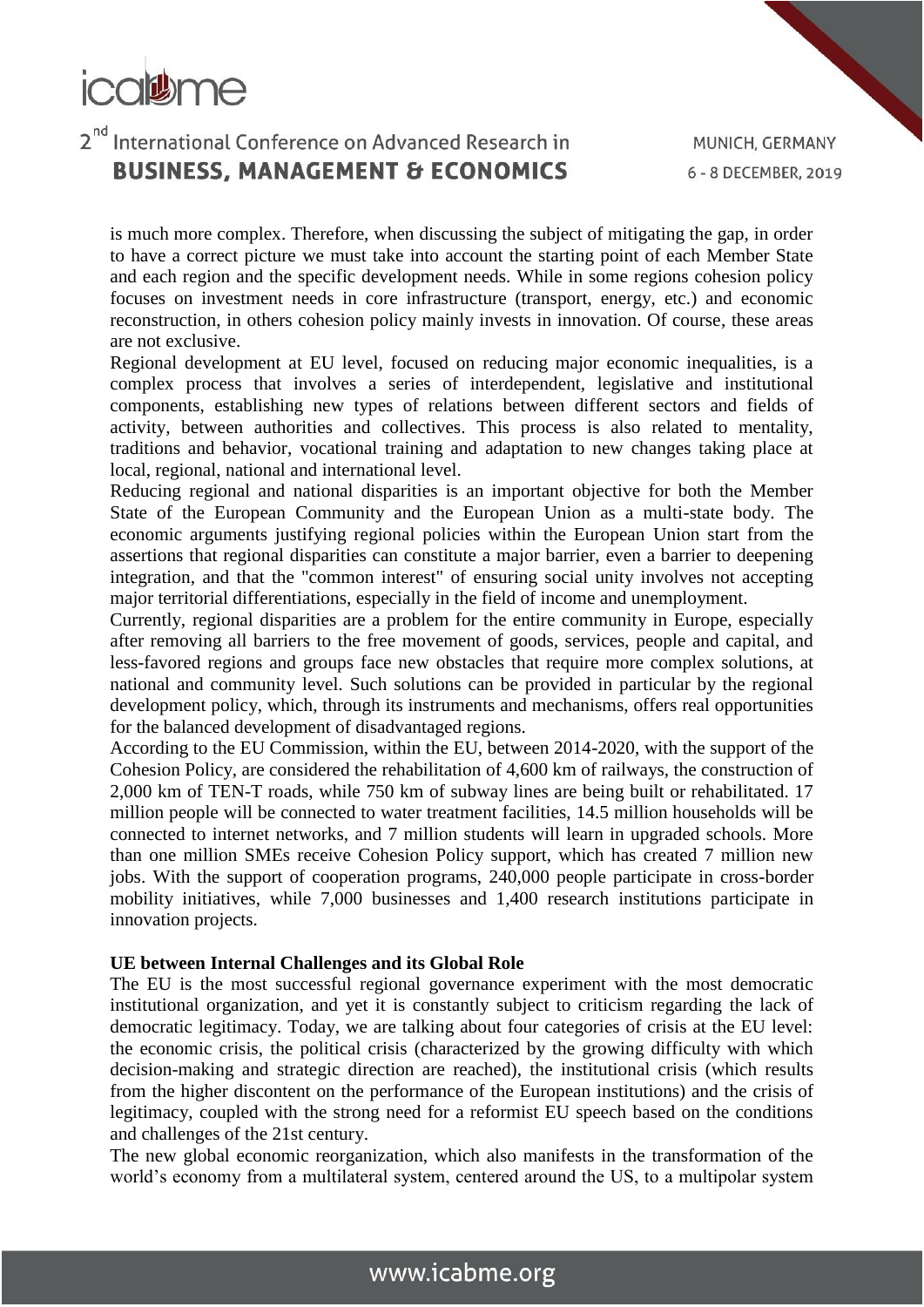is much more complex. Therefore, when discussing the subject of mitigating the gap, in order to have a correct picture we must take into account the starting point of each Member State and each region and the specific development needs. While in some regions cohesion policy focuses on investment needs in core infrastructure (transport, energy, etc.) and economic reconstruction, in others cohesion policy mainly invests in innovation. Of course, these areas are not exclusive.

Regional development at EU level, focused on reducing major economic inequalities, is a complex process that involves a series of interdependent, legislative and institutional components, establishing new types of relations between different sectors and fields of activity, between authorities and collectives. This process is also related to mentality, traditions and behavior, vocational training and adaptation to new changes taking place at local, regional, national and international level.

Reducing regional and national disparities is an important objective for both the Member State of the European Community and the European Union as a multi-state body. The economic arguments justifying regional policies within the European Union start from the assertions that regional disparities can constitute a major barrier, even a barrier to deepening integration, and that the "common interest" of ensuring social unity involves not accepting major territorial differentiations, especially in the field of income and unemployment.

Currently, regional disparities are a problem for the entire community in Europe, especially after removing all barriers to the free movement of goods, services, people and capital, and less-favored regions and groups face new obstacles that require more complex solutions, at national and community level. Such solutions can be provided in particular by the regional development policy, which, through its instruments and mechanisms, offers real opportunities for the balanced development of disadvantaged regions.

According to the EU Commission, within the EU, between 2014-2020, with the support of the Cohesion Policy, are considered the rehabilitation of 4,600 km of railways, the construction of 2,000 km of TEN-T roads, while 750 km of subway lines are being built or rehabilitated. 17 million people will be connected to water treatment facilities, 14.5 million households will be connected to internet networks, and 7 million students will learn in upgraded schools. More than one million SMEs receive Cohesion Policy support, which has created 7 million new jobs. With the support of cooperation programs, 240,000 people participate in cross-border mobility initiatives, while 7,000 businesses and 1,400 research institutions participate in innovation projects.

**UE between Internal Challenges and its Global Role**

The EU is the most successful regional governance experiment with the most democratic institutional organization, and yet it is constantly subject to criticism regarding the lack of democratic legitimacy. Today, we are talking about four categories of crisis at the EU level: the economic crisis, the political crisis (characterized by the growing difficulty with which decision-making and strategic direction are reached), the institutional crisis (which results from the higher discontent on the performance of the European institutions) and the crisis of legitimacy, coupled with the strong need for a reformist EU speech based on the conditions and challenges of the 21st century.

The new global economic reorganization, which also manifests in the transformation of the world's economy from a multilateral system, centered around the US, to a multipolar system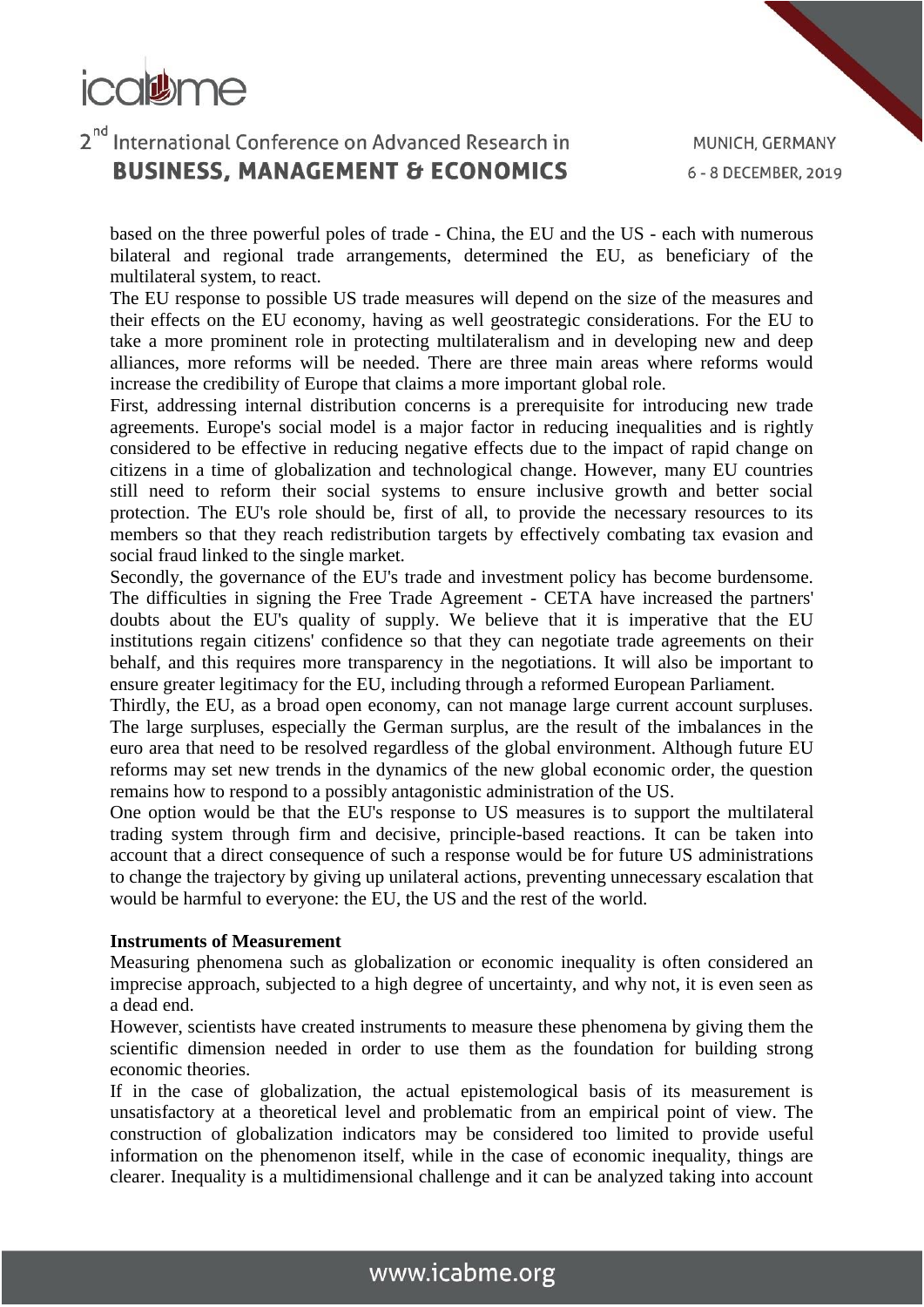based on the three powerful poles of trade - China, the EU and the US - each with numerous bilateral and regional trade arrangements, determined the EU, as beneficiary of the multilateral system, to react.

The EU response to possible US trade measures will depend on the size of the measures and their effects on the EU economy, having as well geostrategic considerations. For the EU to take a more prominent role in protecting multilateralism and in developing new and deep alliances, more reforms will be needed. There are three main areas where reforms would increase the credibility of Europe that claims a more important global role.

First, addressing internal distribution concerns is a prerequisite for introducing new trade agreements. Europe's social model is a major factor in reducing inequalities and is rightly considered to be effective in reducing negative effects due to the impact of rapid change on citizens in a time of globalization and technological change. However, many EU countries still need to reform their social systems to ensure inclusive growth and better social protection. The EU's role should be, first of all, to provide the necessary resources to its members so that they reach redistribution targets by effectively combating tax evasion and social fraud linked to the single market.

Secondly, the governance of the EU's trade and investment policy has become burdensome. The difficulties in signing the Free Trade Agreement - CETA have increased the partners' doubts about the EU's quality of supply. We believe that it is imperative that the EU institutions regain citizens' confidence so that they can negotiate trade agreements on their behalf, and this requires more transparency in the negotiations. It will also be important to ensure greater legitimacy for the EU, including through a reformed European Parliament.

Thirdly, the EU, as a broad open economy, can not manage large current account surpluses. The large surpluses, especially the German surplus, are the result of the imbalances in the euro area that need to be resolved regardless of the global environment. Although future EU reforms may set new trends in the dynamics of the new global economic order, the question remains how to respond to a possibly antagonistic administration of the US.

One option would be that the EU's response to US measures is to support the multilateral trading system through firm and decisive, principle-based reactions. It can be taken into account that a direct consequence of such a response would be for future US administrations to change the trajectory by giving up unilateral actions, preventing unnecessary escalation that would be harmful to everyone: the EU, the US and the rest of the world.

**Instruments of Measurement**

Measuring phenomena such as globalization or economic inequality is often considered an imprecise approach, subjected to a high degree of uncertainty, and why not, it is even seen as a dead end.

However, scientists have created instruments to measure these phenomena by giving them the scientific dimension needed in order to use them as the foundation for building strong economic theories.

If in the case of globalization, the actual epistemological basis of its measurement is unsatisfactory at a theoretical level and problematic from an empirical point of view. The construction of globalization indicators may be considered too limited to provide useful information on the phenomenon itself, while in the case of economic inequality, things are clearer. Inequality is a multidimensional challenge and it can be analyzed taking into account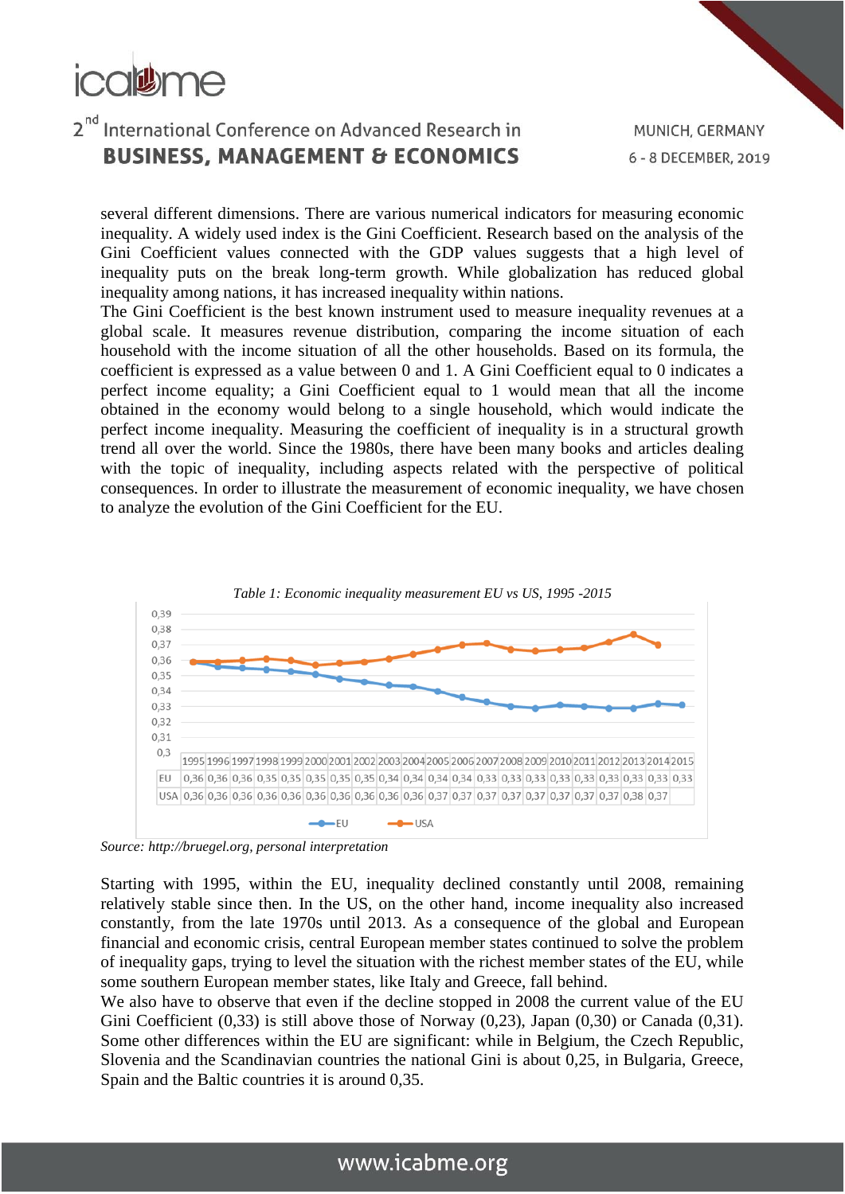several different dimensions. There are various numerical indicators for measuring economic inequality. A widely used index is the Gini Coefficient. Research based on the analysis of the Gini Coefficient values connected with the GDP values suggests that a high level of inequality puts on the break long-term growth. While globalization has reduced global inequality among nations, it has increased inequality within nations.

The Gini Coefficient is the best known instrument used to measure inequality revenues at a global scale. It measures revenue distribution, comparing the income situation of each household with the income situation of all the other households. Based on its formula, the coefficient is expressed as a value between 0 and 1. A Gini Coefficient equal to 0 indicates a perfect income equality; a Gini Coefficient equal to 1 would mean that all the income obtained in the economy would belong to a single household, which would indicate the perfect income inequality. Measuring the coefficient of inequality is in a structural growth trend all over the world. Since the 1980s, there have been many books and articles dealing with the topic of inequality, including aspects related with the perspective of political consequences. In order to illustrate the measurement of economic inequality, we have chosen to analyze the evolution of the Gini Coefficient for the EU.

*Table 1: Economic inequality measurement EU vs US, 1995 -2015*

| | 1995 | 1996 | 1997 | 1998 | 1999 | 2000 | 2001 | 2002 | 2003 | 2004 | 2005 | 2006 | 2007 | 2008 | 2009 | 2010 | 2011 | 2012 | 2013 | 2014 | 2015 |
|---|---|---|---|---|---|---|---|---|---|---|---|---|---|---|---|---|---|---|---|---|---|
| EU | 0,36 | 0,36 | 0,36 | 0,35 | 0,35 | 0,35 | 0,35 | 0,35 | 0,34 | 0,34 | 0,34 | 0,34 | 0,33 | 0,33 | 0,33 | 0,33 | 0,33 | 0,33 | 0,33 | 0,33 | 0,33 |
| USA | 0,36 | 0,36 | 0,36 | 0,36 | 0,36 | 0,36 | 0,36 | 0,36 | 0,36 | 0,36 | 0,37 | 0,37 | 0,37 | 0,37 | 0,37 | 0,37 | 0,37 | 0,37 | 0,38 | 0,37 | |

*Source: http://bruegel.org, personal interpretation*

Starting with 1995, within the EU, inequality declined constantly until 2008, remaining relatively stable since then. In the US, on the other hand, income inequality also increased constantly, from the late 1970s until 2013. As a consequence of the global and European financial and economic crisis, central European member states continued to solve the problem of inequality gaps, trying to level the situation with the richest member states of the EU, while some southern European member states, like Italy and Greece, fall behind.

We also have to observe that even if the decline stopped in 2008 the current value of the EU Gini Coefficient (0,33) is still above those of Norway (0,23), Japan (0,30) or Canada (0,31). Some other differences within the EU are significant: while in Belgium, the Czech Republic, Slovenia and the Scandinavian countries the national Gini is about 0,25, in Bulgaria, Greece, Spain and the Baltic countries it is around 0,35.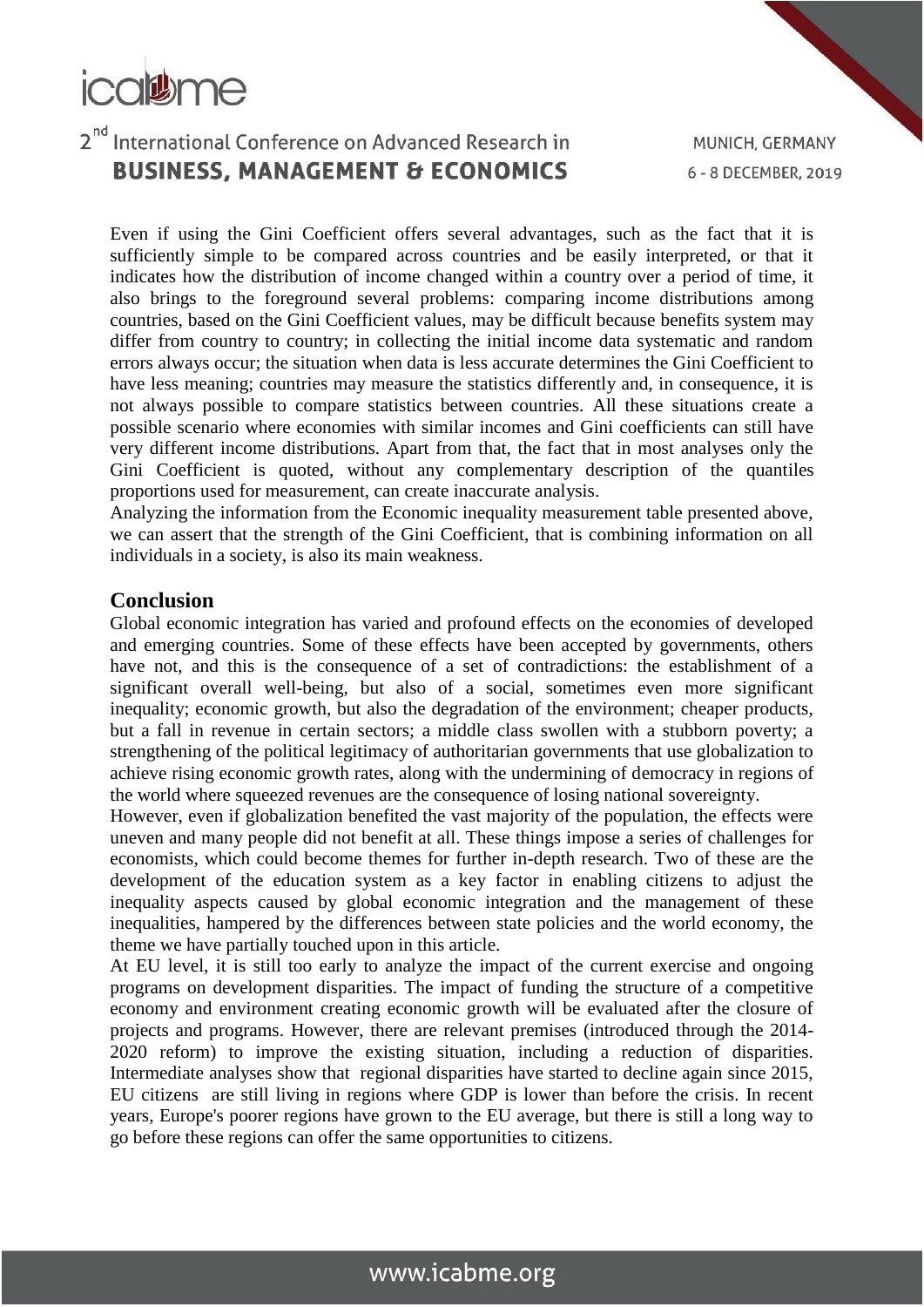Even if using the Gini Coefficient offers several advantages, such as the fact that it is sufficiently simple to be compared across countries and be easily interpreted, or that it indicates how the distribution of income changed within a country over a period of time, it also brings to the foreground several problems: comparing income distributions among countries, based on the Gini Coefficient values, may be difficult because benefits system may differ from country to country; in collecting the initial income data systematic and random errors always occur; the situation when data is less accurate determines the Gini Coefficient to have less meaning; countries may measure the statistics differently and, in consequence, it is not always possible to compare statistics between countries. All these situations create a possible scenario where economies with similar incomes and Gini coefficients can still have very different income distributions. Apart from that, the fact that in most analyses only the Gini Coefficient is quoted, without any complementary description of the quantiles proportions used for measurement, can create inaccurate analysis.

Analyzing the information from the Economic inequality measurement table presented above, we can assert that the strength of the Gini Coefficient, that is combining information on all individuals in a society, is also its main weakness.

## Conclusion

Global economic integration has varied and profound effects on the economies of developed and emerging countries. Some of these effects have been accepted by governments, others have not, and this is the consequence of a set of contradictions: the establishment of a significant overall well-being, but also of a social, sometimes even more significant inequality; economic growth, but also the degradation of the environment; cheaper products, but a fall in revenue in certain sectors; a middle class swollen with a stubborn poverty; a strengthening of the political legitimacy of authoritarian governments that use globalization to achieve rising economic growth rates, along with the undermining of democracy in regions of the world where squeezed revenues are the consequence of losing national sovereignty.

However, even if globalization benefited the vast majority of the population, the effects were uneven and many people did not benefit at all. These things impose a series of challenges for economists, which could become themes for further in-depth research. Two of these are the development of the education system as a key factor in enabling citizens to adjust the inequality aspects caused by global economic integration and the management of these inequalities, hampered by the differences between state policies and the world economy, the theme we have partially touched upon in this article.

At EU level, it is still too early to analyze the impact of the current exercise and ongoing programs on development disparities. The impact of funding the structure of a competitive economy and environment creating economic growth will be evaluated after the closure of projects and programs. However, there are relevant premises (introduced through the 2014-2020 reform) to improve the existing situation, including a reduction of disparities. Intermediate analyses show that regional disparities have started to decline again since 2015, EU citizens are still living in regions where GDP is lower than before the crisis. In recent years, Europe's poorer regions have grown to the EU average, but there is still a long way to go before these regions can offer the same opportunities to citizens.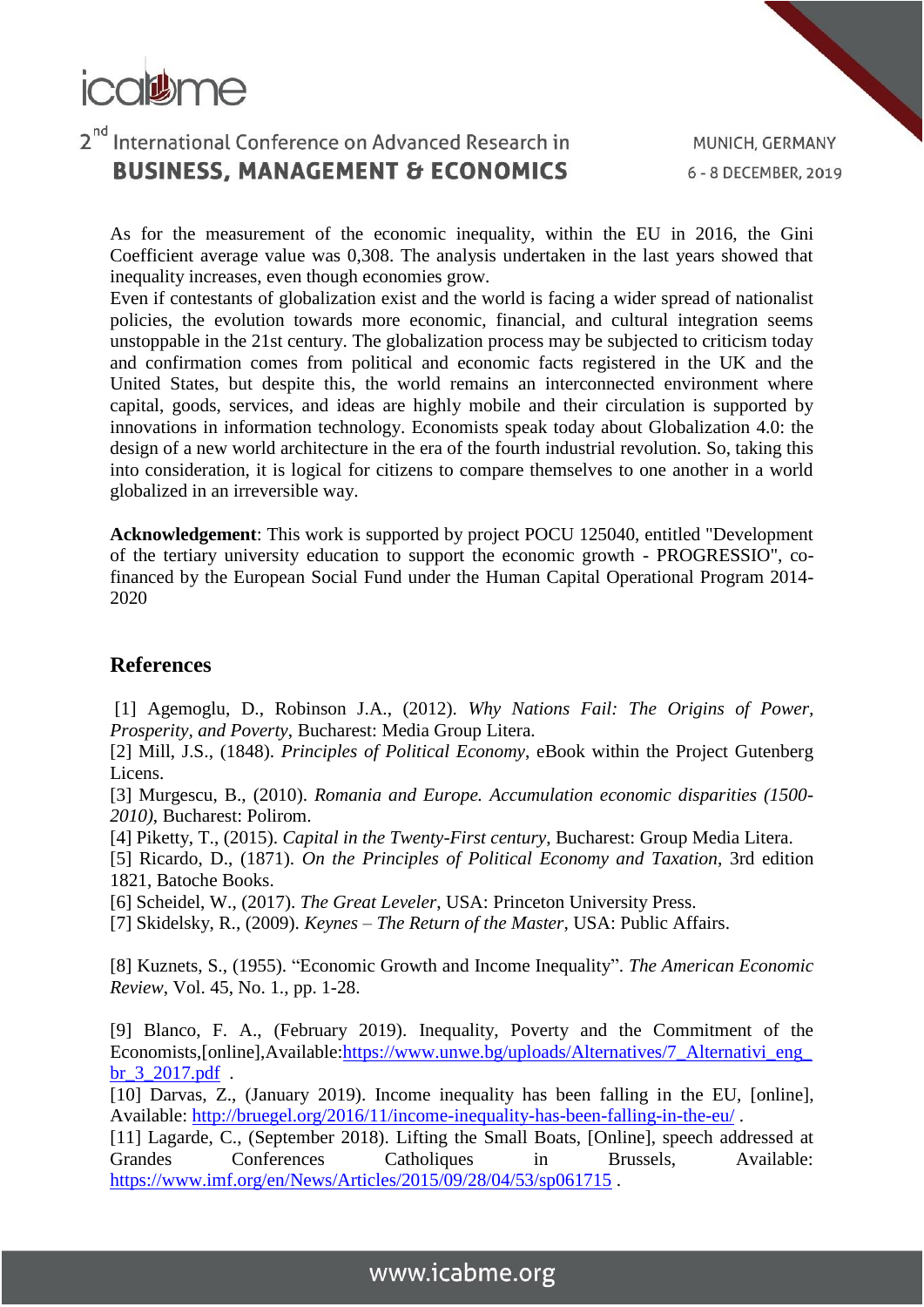As for the measurement of the economic inequality, within the EU in 2016, the Gini Coefficient average value was 0,308. The analysis undertaken in the last years showed that inequality increases, even though economies grow.

Even if contestants of globalization exist and the world is facing a wider spread of nationalist policies, the evolution towards more economic, financial, and cultural integration seems unstoppable in the 21st century. The globalization process may be subjected to criticism today and confirmation comes from political and economic facts registered in the UK and the United States, but despite this, the world remains an interconnected environment where capital, goods, services, and ideas are highly mobile and their circulation is supported by innovations in information technology. Economists speak today about Globalization 4.0: the design of a new world architecture in the era of the fourth industrial revolution. So, taking this into consideration, it is logical for citizens to compare themselves to one another in a world globalized in an irreversible way.

**Acknowledgement**: This work is supported by project POCU 125040, entitled "Development of the tertiary university education to support the economic growth - PROGRESSIO", co-financed by the European Social Fund under the Human Capital Operational Program 2014-2020

## References

[1] Agemoglu, D., Robinson J.A., (2012). *Why Nations Fail: The Origins of Power, Prosperity, and Poverty*, Bucharest: Media Group Litera.

[2] Mill, J.S., (1848). *Principles of Political Economy*, eBook within the Project Gutenberg Licens.

[3] Murgescu, B., (2010). *Romania and Europe. Accumulation economic disparities (1500-2010)*, Bucharest: Polirom.

[4] Piketty, T., (2015). *Capital in the Twenty-First century*, Bucharest: Group Media Litera.

[5] Ricardo, D., (1871). *On the Principles of Political Economy and Taxation*, 3rd edition 1821, Batoche Books.

[6] Scheidel, W., (2017). *The Great Leveler*, USA: Princeton University Press.

[7] Skidelsky, R., (2009). *Keynes – The Return of the Master*, USA: Public Affairs.

[8] Kuznets, S., (1955). “Economic Growth and Income Inequality”. *The American Economic Review*, Vol. 45, No. 1., pp. 1-28.

[9] Blanco, F. A., (February 2019). Inequality, Poverty and the Commitment of the Economists,[online],Available:https://www.unwe.bg/uploads/Alternatives/7_Alternativi_eng_br_3_2017.pdf .

[10] Darvas, Z., (January 2019). Income inequality has been falling in the EU, [online], Available: http://bruegel.org/2016/11/income-inequality-has-been-falling-in-the-eu/ .

[11] Lagarde, C., (September 2018). Lifting the Small Boats, [Online], speech addressed at Grandes Conferences Catholiques in Brussels, Available: https://www.imf.org/en/News/Articles/2015/09/28/04/53/sp061715 .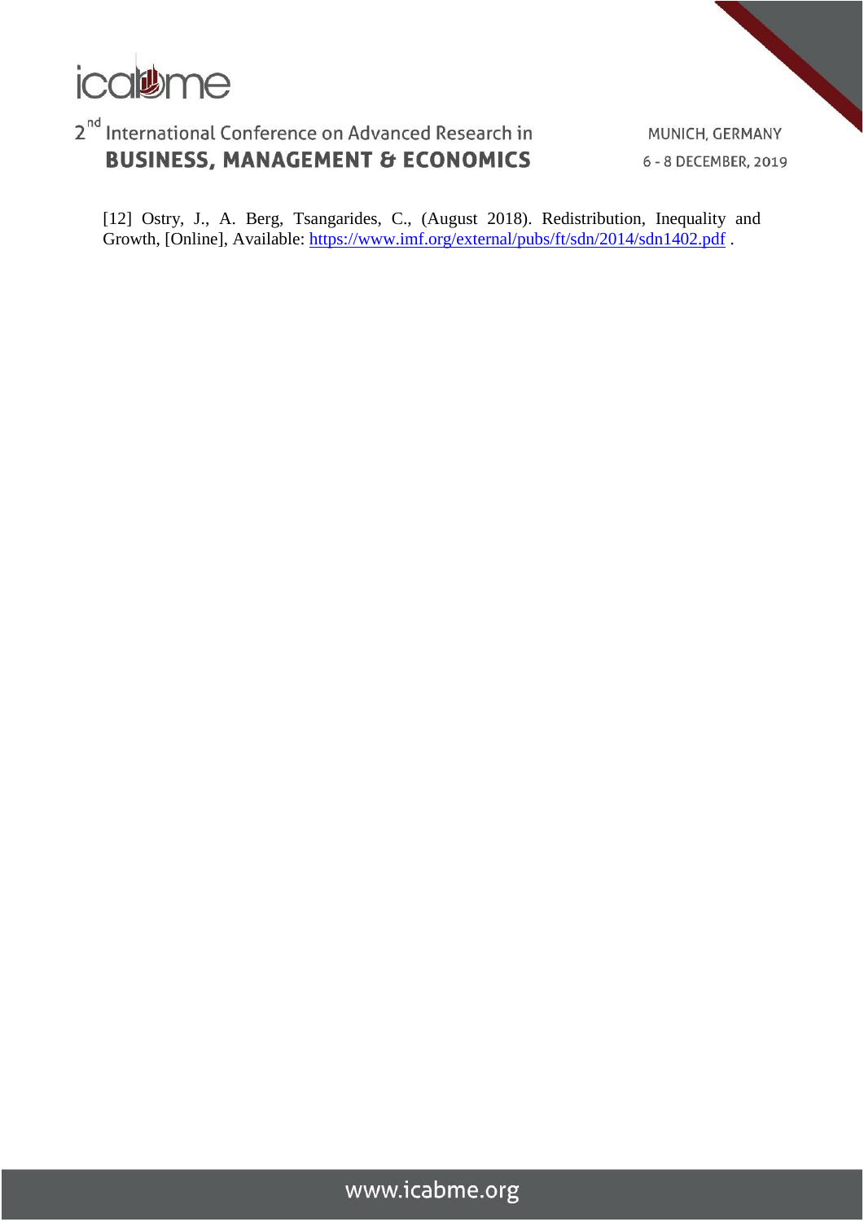[12] Ostry, J., A. Berg, Tsangarides, C., (August 2018). Redistribution, Inequality and Growth, [Online], Available: https://www.imf.org/external/pubs/ft/sdn/2014/sdn1402.pdf .